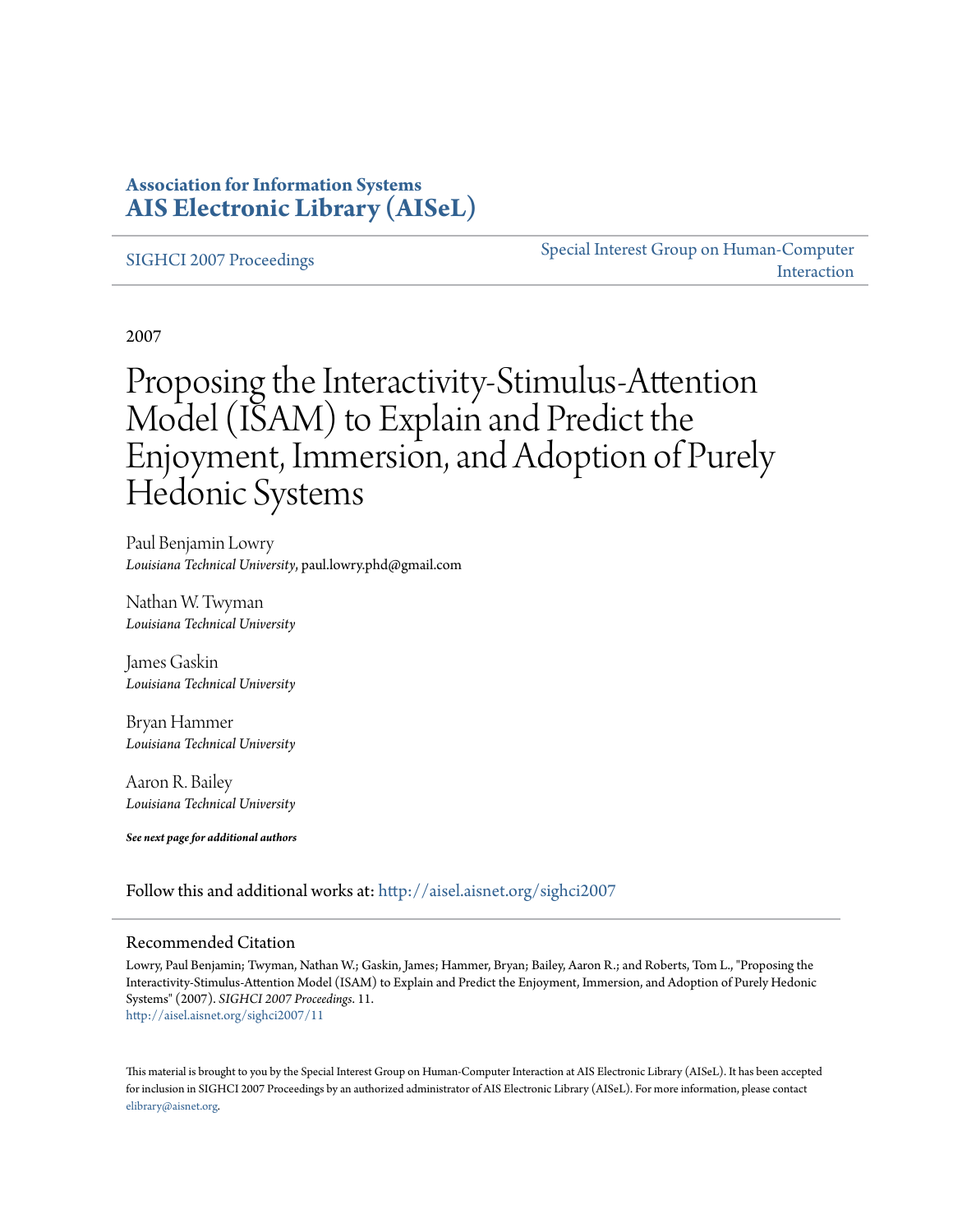**Association for Information Systems**
**AIS Electronic Library (AISeL)**

SIGHCI 2007 Proceedings | Special Interest Group on Human-Computer Interaction

2007

# Proposing the Interactivity-Stimulus-Attention Model (ISAM) to Explain and Predict the Enjoyment, Immersion, and Adoption of Purely Hedonic Systems

Paul Benjamin Lowry
*Louisiana Technical University*, paul.lowry.phd@gmail.com

Nathan W. Twyman
*Louisiana Technical University*

James Gaskin
*Louisiana Technical University*

Bryan Hammer
*Louisiana Technical University*

Aaron R. Bailey
*Louisiana Technical University*

***See next page for additional authors***

Follow this and additional works at: http://aisel.aisnet.org/sighci2007

## Recommended Citation

Lowry, Paul Benjamin; Twyman, Nathan W.; Gaskin, James; Hammer, Bryan; Bailey, Aaron R.; and Roberts, Tom L., "Proposing the Interactivity-Stimulus-Attention Model (ISAM) to Explain and Predict the Enjoyment, Immersion, and Adoption of Purely Hedonic Systems" (2007). *SIGHCI 2007 Proceedings*. 11.
http://aisel.aisnet.org/sighci2007/11

This material is brought to you by the Special Interest Group on Human-Computer Interaction at AIS Electronic Library (AISeL). It has been accepted for inclusion in SIGHCI 2007 Proceedings by an authorized administrator of AIS Electronic Library (AISeL). For more information, please contact elibrary@aisnet.org.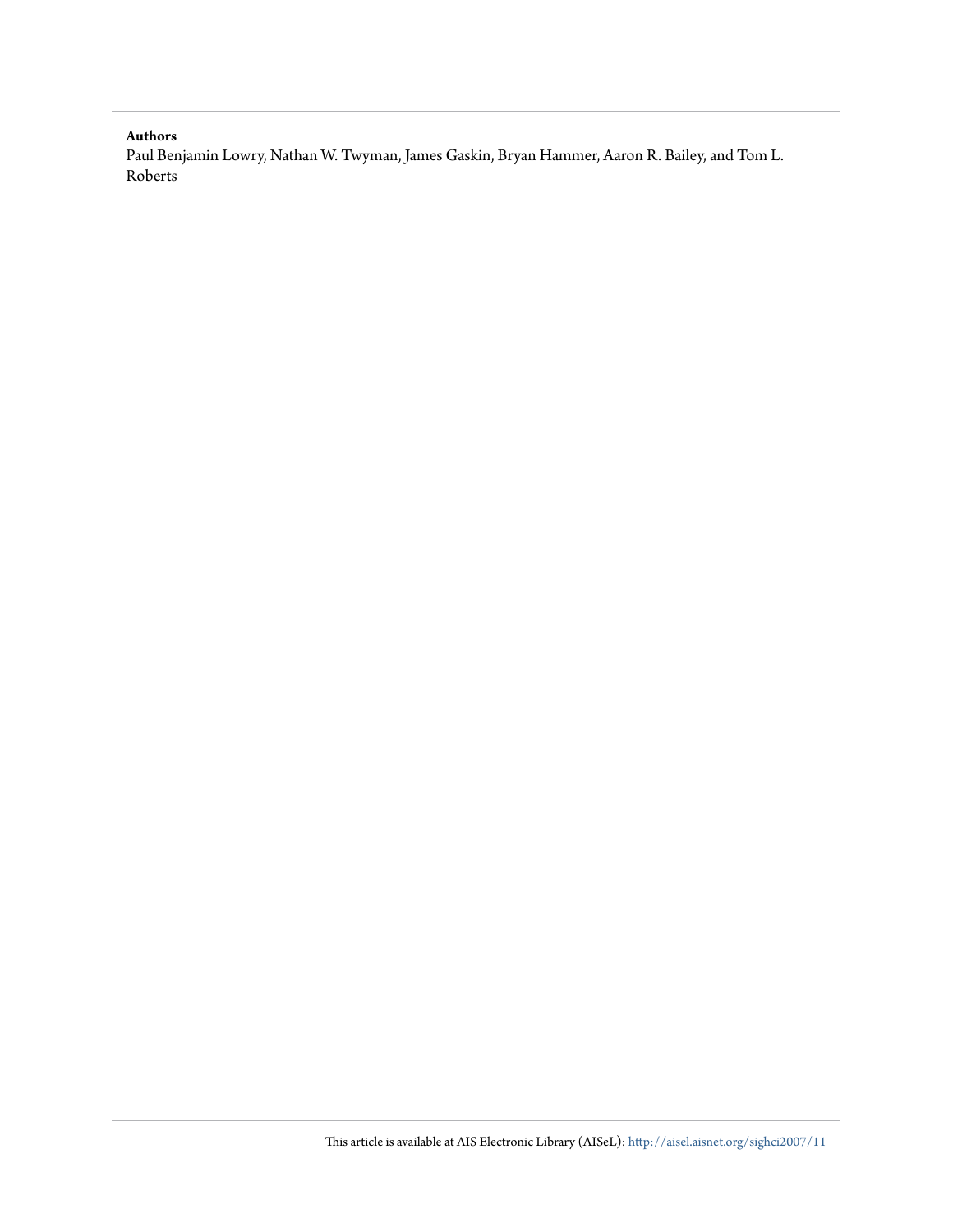**Authors**

Paul Benjamin Lowry, Nathan W. Twyman, James Gaskin, Bryan Hammer, Aaron R. Bailey, and Tom L. Roberts

This article is available at AIS Electronic Library (AISeL): http://aisel.aisnet.org/sighci2007/11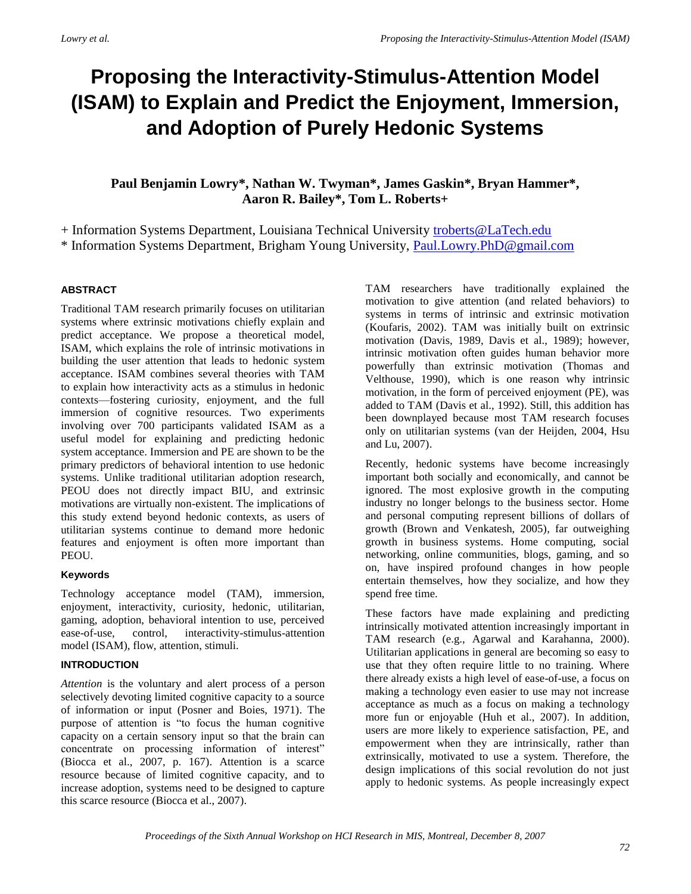# Proposing the Interactivity-Stimulus-Attention Model (ISAM) to Explain and Predict the Enjoyment, Immersion, and Adoption of Purely Hedonic Systems

**Paul Benjamin Lowry\*, Nathan W. Twyman\*, James Gaskin\*, Bryan Hammer\*, Aaron R. Bailey\*, Tom L. Roberts+**

+ Information Systems Department, Louisiana Technical University troberts@LaTech.edu
\* Information Systems Department, Brigham Young University, Paul.Lowry.PhD@gmail.com

### ABSTRACT

Traditional TAM research primarily focuses on utilitarian systems where extrinsic motivations chiefly explain and predict acceptance. We propose a theoretical model, ISAM, which explains the role of intrinsic motivations in building the user attention that leads to hedonic system acceptance. ISAM combines several theories with TAM to explain how interactivity acts as a stimulus in hedonic contexts—fostering curiosity, enjoyment, and the full immersion of cognitive resources. Two experiments involving over 700 participants validated ISAM as a useful model for explaining and predicting hedonic system acceptance. Immersion and PE are shown to be the primary predictors of behavioral intention to use hedonic systems. Unlike traditional utilitarian adoption research, PEOU does not directly impact BIU, and extrinsic motivations are virtually non-existent. The implications of this study extend beyond hedonic contexts, as users of utilitarian systems continue to demand more hedonic features and enjoyment is often more important than PEOU.

### Keywords

Technology acceptance model (TAM), immersion, enjoyment, interactivity, curiosity, hedonic, utilitarian, gaming, adoption, behavioral intention to use, perceived ease-of-use, control, interactivity-stimulus-attention model (ISAM), flow, attention, stimuli.

### INTRODUCTION

*Attention* is the voluntary and alert process of a person selectively devoting limited cognitive capacity to a source of information or input (Posner and Boies, 1971). The purpose of attention is "to focus the human cognitive capacity on a certain sensory input so that the brain can concentrate on processing information of interest" (Biocca et al., 2007, p. 167). Attention is a scarce resource because of limited cognitive capacity, and to increase adoption, systems need to be designed to capture this scarce resource (Biocca et al., 2007).

TAM researchers have traditionally explained the motivation to give attention (and related behaviors) to systems in terms of intrinsic and extrinsic motivation (Koufaris, 2002). TAM was initially built on extrinsic motivation (Davis, 1989, Davis et al., 1989); however, intrinsic motivation often guides human behavior more powerfully than extrinsic motivation (Thomas and Velthouse, 1990), which is one reason why intrinsic motivation, in the form of perceived enjoyment (PE), was added to TAM (Davis et al., 1992). Still, this addition has been downplayed because most TAM research focuses only on utilitarian systems (van der Heijden, 2004, Hsu and Lu, 2007).

Recently, hedonic systems have become increasingly important both socially and economically, and cannot be ignored. The most explosive growth in the computing industry no longer belongs to the business sector. Home and personal computing represent billions of dollars of growth (Brown and Venkatesh, 2005), far outweighing growth in business systems. Home computing, social networking, online communities, blogs, gaming, and so on, have inspired profound changes in how people entertain themselves, how they socialize, and how they spend free time.

These factors have made explaining and predicting intrinsically motivated attention increasingly important in TAM research (e.g., Agarwal and Karahanna, 2000). Utilitarian applications in general are becoming so easy to use that they often require little to no training. Where there already exists a high level of ease-of-use, a focus on making a technology even easier to use may not increase acceptance as much as a focus on making a technology more fun or enjoyable (Huh et al., 2007). In addition, users are more likely to experience satisfaction, PE, and empowerment when they are intrinsically, rather than extrinsically, motivated to use a system. Therefore, the design implications of this social revolution do not just apply to hedonic systems. As people increasingly expect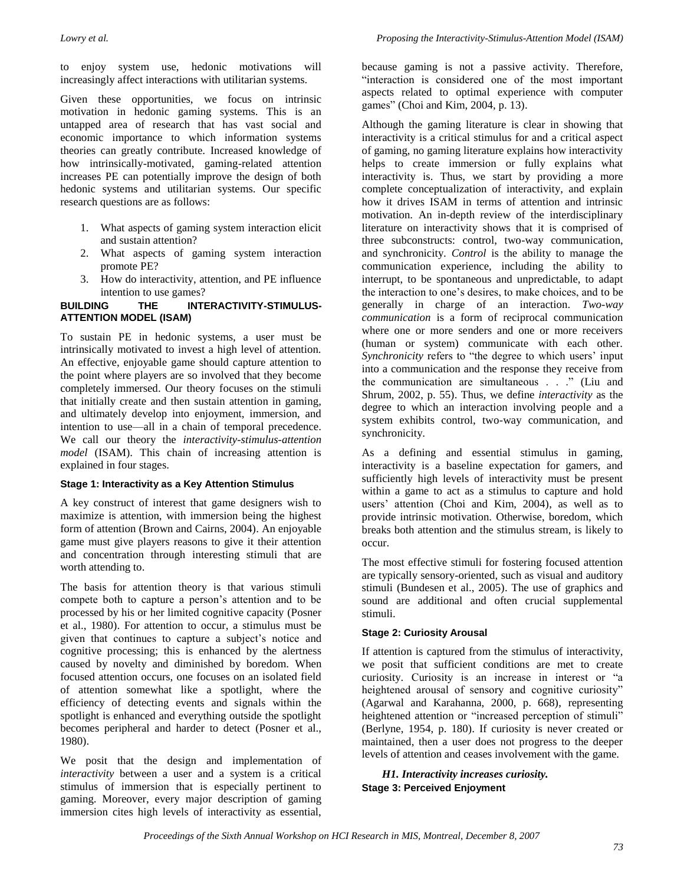to enjoy system use, hedonic motivations will increasingly affect interactions with utilitarian systems.

Given these opportunities, we focus on intrinsic motivation in hedonic gaming systems. This is an untapped area of research that has vast social and economic importance to which information systems theories can greatly contribute. Increased knowledge of how intrinsically-motivated, gaming-related attention increases PE can potentially improve the design of both hedonic systems and utilitarian systems. Our specific research questions are as follows:

1. What aspects of gaming system interaction elicit and sustain attention?
2. What aspects of gaming system interaction promote PE?
3. How do interactivity, attention, and PE influence intention to use games?

## BUILDING THE INTERACTIVITY-STIMULUS-ATTENTION MODEL (ISAM)

To sustain PE in hedonic systems, a user must be intrinsically motivated to invest a high level of attention. An effective, enjoyable game should capture attention to the point where players are so involved that they become completely immersed. Our theory focuses on the stimuli that initially create and then sustain attention in gaming, and ultimately develop into enjoyment, immersion, and intention to use—all in a chain of temporal precedence. We call our theory the *interactivity-stimulus-attention model* (ISAM). This chain of increasing attention is explained in four stages.

### Stage 1: Interactivity as a Key Attention Stimulus

A key construct of interest that game designers wish to maximize is attention, with immersion being the highest form of attention (Brown and Cairns, 2004). An enjoyable game must give players reasons to give it their attention and concentration through interesting stimuli that are worth attending to.

The basis for attention theory is that various stimuli compete both to capture a person's attention and to be processed by his or her limited cognitive capacity (Posner et al., 1980). For attention to occur, a stimulus must be given that continues to capture a subject's notice and cognitive processing; this is enhanced by the alertness caused by novelty and diminished by boredom. When focused attention occurs, one focuses on an isolated field of attention somewhat like a spotlight, where the efficiency of detecting events and signals within the spotlight is enhanced and everything outside the spotlight becomes peripheral and harder to detect (Posner et al., 1980).

We posit that the design and implementation of *interactivity* between a user and a system is a critical stimulus of immersion that is especially pertinent to gaming. Moreover, every major description of gaming immersion cites high levels of interactivity as essential, because gaming is not a passive activity. Therefore, "interaction is considered one of the most important aspects related to optimal experience with computer games" (Choi and Kim, 2004, p. 13).

Although the gaming literature is clear in showing that interactivity is a critical stimulus for and a critical aspect of gaming, no gaming literature explains how interactivity helps to create immersion or fully explains what interactivity is. Thus, we start by providing a more complete conceptualization of interactivity, and explain how it drives ISAM in terms of attention and intrinsic motivation. An in-depth review of the interdisciplinary literature on interactivity shows that it is comprised of three subconstructs: control, two-way communication, and synchronicity. *Control* is the ability to manage the communication experience, including the ability to interrupt, to be spontaneous and unpredictable, to adapt the interaction to one's desires, to make choices, and to be generally in charge of an interaction. *Two-way communication* is a form of reciprocal communication where one or more senders and one or more receivers (human or system) communicate with each other. *Synchronicity* refers to "the degree to which users' input into a communication and the response they receive from the communication are simultaneous . . ." (Liu and Shrum, 2002, p. 55). Thus, we define *interactivity* as the degree to which an interaction involving people and a system exhibits control, two-way communication, and synchronicity.

As a defining and essential stimulus in gaming, interactivity is a baseline expectation for gamers, and sufficiently high levels of interactivity must be present within a game to act as a stimulus to capture and hold users' attention (Choi and Kim, 2004), as well as to provide intrinsic motivation. Otherwise, boredom, which breaks both attention and the stimulus stream, is likely to occur.

The most effective stimuli for fostering focused attention are typically sensory-oriented, such as visual and auditory stimuli (Bundesen et al., 2005). The use of graphics and sound are additional and often crucial supplemental stimuli.

### Stage 2: Curiosity Arousal

If attention is captured from the stimulus of interactivity, we posit that sufficient conditions are met to create curiosity. Curiosity is an increase in interest or "a heightened arousal of sensory and cognitive curiosity" (Agarwal and Karahanna, 2000, p. 668), representing heightened attention or "increased perception of stimuli" (Berlyne, 1954, p. 180). If curiosity is never created or maintained, then a user does not progress to the deeper levels of attention and ceases involvement with the game.

***H1. Interactivity increases curiosity.***

### Stage 3: Perceived Enjoyment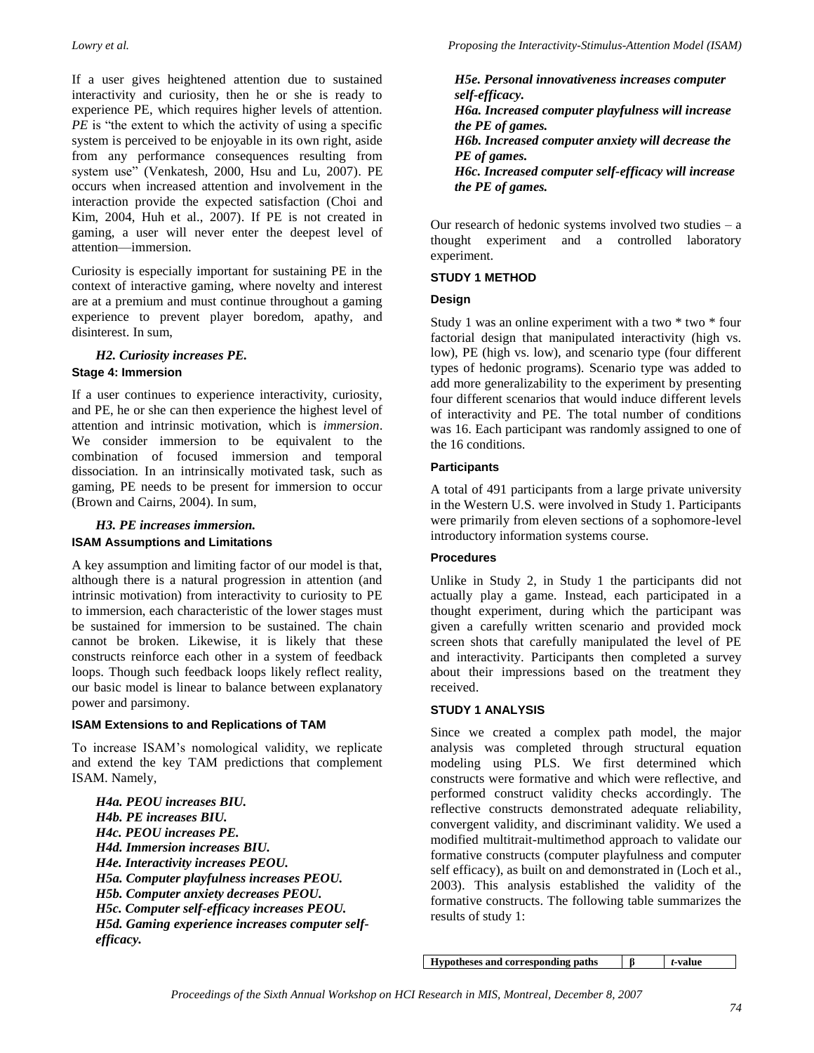If a user gives heightened attention due to sustained interactivity and curiosity, then he or she is ready to experience PE, which requires higher levels of attention. *PE* is "the extent to which the activity of using a specific system is perceived to be enjoyable in its own right, aside from any performance consequences resulting from system use" (Venkatesh, 2000, Hsu and Lu, 2007). PE occurs when increased attention and involvement in the interaction provide the expected satisfaction (Choi and Kim, 2004, Huh et al., 2007). If PE is not created in gaming, a user will never enter the deepest level of attention—immersion.

Curiosity is especially important for sustaining PE in the context of interactive gaming, where novelty and interest are at a premium and must continue throughout a gaming experience to prevent player boredom, apathy, and disinterest. In sum,

> ***H2. Curiosity increases PE.***

#### Stage 4: Immersion

If a user continues to experience interactivity, curiosity, and PE, he or she can then experience the highest level of attention and intrinsic motivation, which is *immersion*. We consider immersion to be equivalent to the combination of focused immersion and temporal dissociation. In an intrinsically motivated task, such as gaming, PE needs to be present for immersion to occur (Brown and Cairns, 2004). In sum,

> ***H3. PE increases immersion.***

#### ISAM Assumptions and Limitations

A key assumption and limiting factor of our model is that, although there is a natural progression in attention (and intrinsic motivation) from interactivity to curiosity to PE to immersion, each characteristic of the lower stages must be sustained for immersion to be sustained. The chain cannot be broken. Likewise, it is likely that these constructs reinforce each other in a system of feedback loops. Though such feedback loops likely reflect reality, our basic model is linear to balance between explanatory power and parsimony.

#### ISAM Extensions to and Replications of TAM

To increase ISAM's nomological validity, we replicate and extend the key TAM predictions that complement ISAM. Namely,

> ***H4a. PEOU increases BIU.***
> ***H4b. PE increases BIU.***
> ***H4c. PEOU increases PE.***
> ***H4d. Immersion increases BIU.***
> ***H4e. Interactivity increases PEOU.***
> ***H5a. Computer playfulness increases PEOU.***
> ***H5b. Computer anxiety decreases PEOU.***
> ***H5c. Computer self-efficacy increases PEOU.***
> ***H5d. Gaming experience increases computer self-efficacy.***
> ***H5e. Personal innovativeness increases computer self-efficacy.***
> ***H6a. Increased computer playfulness will increase the PE of games.***
> ***H6b. Increased computer anxiety will decrease the PE of games.***
> ***H6c. Increased computer self-efficacy will increase the PE of games.***

Our research of hedonic systems involved two studies – a thought experiment and a controlled laboratory experiment.

## STUDY 1 METHOD

### Design

Study 1 was an online experiment with a two * two * four factorial design that manipulated interactivity (high vs. low), PE (high vs. low), and scenario type (four different types of hedonic programs). Scenario type was added to add more generalizability to the experiment by presenting four different scenarios that would induce different levels of interactivity and PE. The total number of conditions was 16. Each participant was randomly assigned to one of the 16 conditions.

### Participants

A total of 491 participants from a large private university in the Western U.S. were involved in Study 1. Participants were primarily from eleven sections of a sophomore-level introductory information systems course.

### Procedures

Unlike in Study 2, in Study 1 the participants did not actually play a game. Instead, each participated in a thought experiment, during which the participant was given a carefully written scenario and provided mock screen shots that carefully manipulated the level of PE and interactivity. Participants then completed a survey about their impressions based on the treatment they received.

## STUDY 1 ANALYSIS

Since we created a complex path model, the major analysis was completed through structural equation modeling using PLS. We first determined which constructs were formative and which were reflective, and performed construct validity checks accordingly. The reflective constructs demonstrated adequate reliability, convergent validity, and discriminant validity. We used a modified multitrait-multimethod approach to validate our formative constructs (computer playfulness and computer self efficacy), as built on and demonstrated in (Loch et al., 2003). This analysis established the validity of the formative constructs. The following table summarizes the results of study 1:

| Hypotheses and corresponding paths | β | *t*-value |
|---|---|---|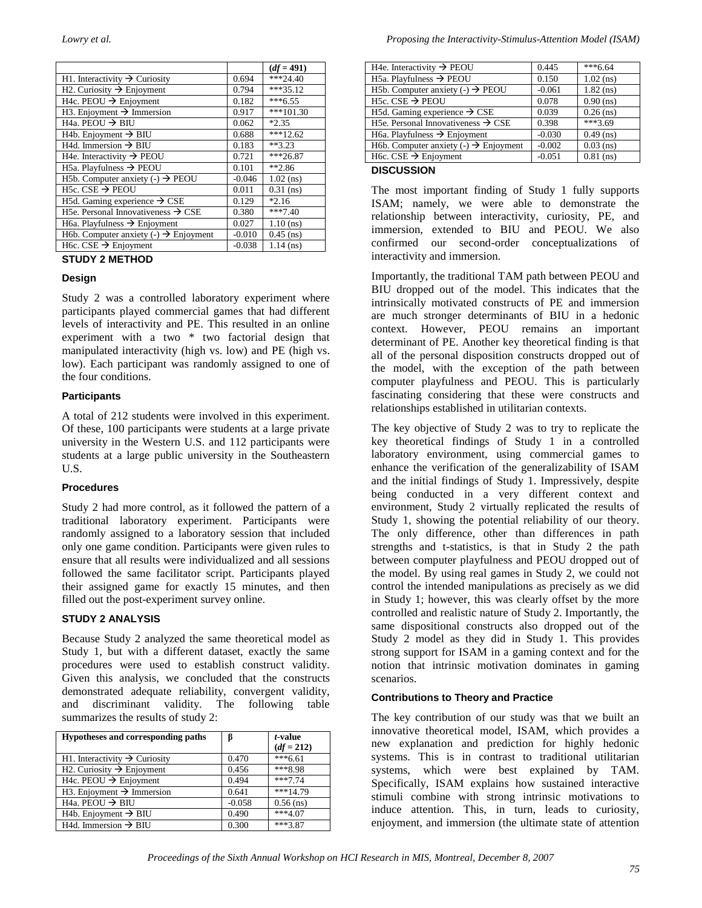| | | ($df = 491$) |
|---|---|---|
| H1. Interactivity → Curiosity | 0.694 | ***24.40 |
| H2. Curiosity → Enjoyment | 0.794 | ***35.12 |
| H4c. PEOU → Enjoyment | 0.182 | ***6.55 |
| H3. Enjoyment → Immersion | 0.917 | ***101.30 |
| H4a. PEOU → BIU | 0.062 | *2.35 |
| H4b. Enjoyment → BIU | 0.688 | ***12.62 |
| H4d. Immersion → BIU | 0.183 | **3.23 |
| H4e. Interactivity → PEOU | 0.721 | ***26.87 |
| H5a. Playfulness → PEOU | 0.101 | **2.86 |
| H5b. Computer anxiety (-) → PEOU | -0.046 | 1.02 (ns) |
| H5c. CSE → PEOU | 0.011 | 0.31 (ns) |
| H5d. Gaming experience → CSE | 0.129 | *2.16 |
| H5e. Personal Innovativeness → CSE | 0.380 | ***7.40 |
| H6a. Playfulness → Enjoyment | 0.027 | 1.10 (ns) |
| H6b. Computer anxiety (-) → Enjoyment | -0.010 | 0.45 (ns) |
| H6c. CSE → Enjoyment | -0.038 | 1.14 (ns) |

## STUDY 2 METHOD

### Design

Study 2 was a controlled laboratory experiment where participants played commercial games that had different levels of interactivity and PE. This resulted in an online experiment with a two * two factorial design that manipulated interactivity (high vs. low) and PE (high vs. low). Each participant was randomly assigned to one of the four conditions.

### Participants

A total of 212 students were involved in this experiment. Of these, 100 participants were students at a large private university in the Western U.S. and 112 participants were students at a large public university in the Southeastern U.S.

### Procedures

Study 2 had more control, as it followed the pattern of a traditional laboratory experiment. Participants were randomly assigned to a laboratory session that included only one game condition. Participants were given rules to ensure that all results were individualized and all sessions followed the same facilitator script. Participants played their assigned game for exactly 15 minutes, and then filled out the post-experiment survey online.

## STUDY 2 ANALYSIS

Because Study 2 analyzed the same theoretical model as Study 1, but with a different dataset, exactly the same procedures were used to establish construct validity. Given this analysis, we concluded that the constructs demonstrated adequate reliability, convergent validity, and discriminant validity. The following table summarizes the results of study 2:

| Hypotheses and corresponding paths | β | *t*-value ($df = 212$) |
|---|---|---|
| H1. Interactivity → Curiosity | 0.470 | ***6.61 |
| H2. Curiosity → Enjoyment | 0.456 | ***8.98 |
| H4c. PEOU → Enjoyment | 0.494 | ***7.74 |
| H3. Enjoyment → Immersion | 0.641 | ***14.79 |
| H4a. PEOU → BIU | -0.058 | 0.56 (ns) |
| H4b. Enjoyment → BIU | 0.490 | ***4.07 |
| H4d. Immersion → BIU | 0.300 | ***3.87 |
| H4e. Interactivity → PEOU | 0.445 | ***6.64 |
| H5a. Playfulness → PEOU | 0.150 | 1.02 (ns) |
| H5b. Computer anxiety (-) → PEOU | -0.061 | 1.82 (ns) |
| H5c. CSE → PEOU | 0.078 | 0.90 (ns) |
| H5d. Gaming experience → CSE | 0.039 | 0.26 (ns) |
| H5e. Personal Innovativeness → CSE | 0.398 | ***3.69 |
| H6a. Playfulness → Enjoyment | -0.030 | 0.49 (ns) |
| H6b. Computer anxiety (-) → Enjoyment | -0.002 | 0.03 (ns) |
| H6c. CSE → Enjoyment | -0.051 | 0.81 (ns) |

## DISCUSSION

The most important finding of Study 1 fully supports ISAM; namely, we were able to demonstrate the relationship between interactivity, curiosity, PE, and immersion, extended to BIU and PEOU. We also confirmed our second-order conceptualizations of interactivity and immersion.

Importantly, the traditional TAM path between PEOU and BIU dropped out of the model. This indicates that the intrinsically motivated constructs of PE and immersion are much stronger determinants of BIU in a hedonic context. However, PEOU remains an important determinant of PE. Another key theoretical finding is that all of the personal disposition constructs dropped out of the model, with the exception of the path between computer playfulness and PEOU. This is particularly fascinating considering that these were constructs and relationships established in utilitarian contexts.

The key objective of Study 2 was to try to replicate the key theoretical findings of Study 1 in a controlled laboratory environment, using commercial games to enhance the verification of the generalizability of ISAM and the initial findings of Study 1. Impressively, despite being conducted in a very different context and environment, Study 2 virtually replicated the results of Study 1, showing the potential reliability of our theory. The only difference, other than differences in path strengths and t-statistics, is that in Study 2 the path between computer playfulness and PEOU dropped out of the model. By using real games in Study 2, we could not control the intended manipulations as precisely as we did in Study 1; however, this was clearly offset by the more controlled and realistic nature of Study 2. Importantly, the same dispositional constructs also dropped out of the Study 2 model as they did in Study 1. This provides strong support for ISAM in a gaming context and for the notion that intrinsic motivation dominates in gaming scenarios.

### Contributions to Theory and Practice

The key contribution of our study was that we built an innovative theoretical model, ISAM, which provides a new explanation and prediction for highly hedonic systems. This is in contrast to traditional utilitarian systems, which were best explained by TAM. Specifically, ISAM explains how sustained interactive stimuli combine with strong intrinsic motivations to induce attention. This, in turn, leads to curiosity, enjoyment, and immersion (the ultimate state of attention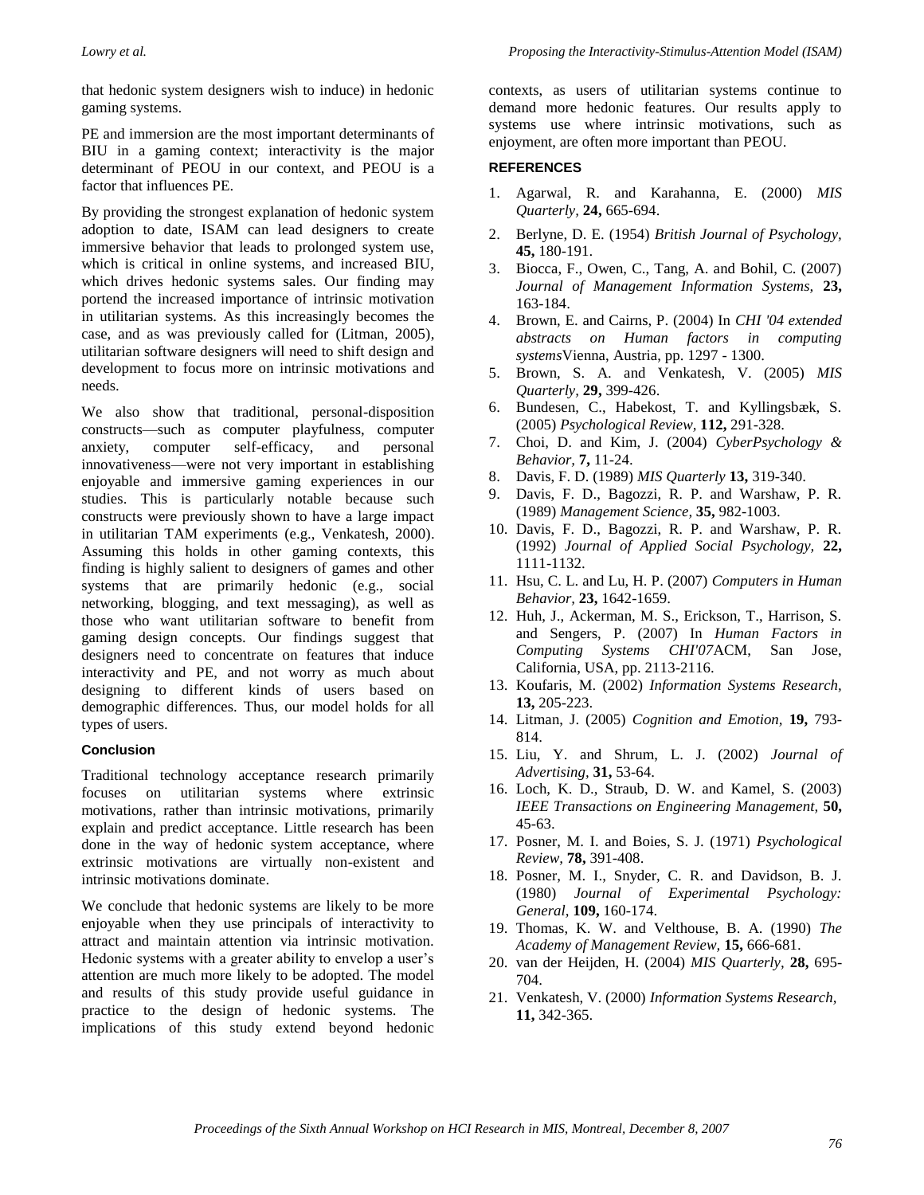that hedonic system designers wish to induce) in hedonic gaming systems.

PE and immersion are the most important determinants of BIU in a gaming context; interactivity is the major determinant of PEOU in our context, and PEOU is a factor that influences PE.

By providing the strongest explanation of hedonic system adoption to date, ISAM can lead designers to create immersive behavior that leads to prolonged system use, which is critical in online systems, and increased BIU, which drives hedonic systems sales. Our finding may portend the increased importance of intrinsic motivation in utilitarian systems. As this increasingly becomes the case, and as was previously called for (Litman, 2005), utilitarian software designers will need to shift design and development to focus more on intrinsic motivations and needs.

We also show that traditional, personal-disposition constructs—such as computer playfulness, computer anxiety, computer self-efficacy, and personal innovativeness—were not very important in establishing enjoyable and immersive gaming experiences in our studies. This is particularly notable because such constructs were previously shown to have a large impact in utilitarian TAM experiments (e.g., Venkatesh, 2000). Assuming this holds in other gaming contexts, this finding is highly salient to designers of games and other systems that are primarily hedonic (e.g., social networking, blogging, and text messaging), as well as those who want utilitarian software to benefit from gaming design concepts. Our findings suggest that designers need to concentrate on features that induce interactivity and PE, and not worry as much about designing to different kinds of users based on demographic differences. Thus, our model holds for all types of users.

### Conclusion

Traditional technology acceptance research primarily focuses on utilitarian systems where extrinsic motivations, rather than intrinsic motivations, primarily explain and predict acceptance. Little research has been done in the way of hedonic system acceptance, where extrinsic motivations are virtually non-existent and intrinsic motivations dominate.

We conclude that hedonic systems are likely to be more enjoyable when they use principals of interactivity to attract and maintain attention via intrinsic motivation. Hedonic systems with a greater ability to envelop a user's attention are much more likely to be adopted. The model and results of this study provide useful guidance in practice to the design of hedonic systems. The implications of this study extend beyond hedonic contexts, as users of utilitarian systems continue to demand more hedonic features. Our results apply to systems use where intrinsic motivations, such as enjoyment, are often more important than PEOU.

## REFERENCES

1. Agarwal, R. and Karahanna, E. (2000) *MIS Quarterly,* **24,** 665-694.
2. Berlyne, D. E. (1954) *British Journal of Psychology,* **45,** 180-191.
3. Biocca, F., Owen, C., Tang, A. and Bohil, C. (2007) *Journal of Management Information Systems,* **23,** 163-184.
4. Brown, E. and Cairns, P. (2004) In *CHI '04 extended abstracts on Human factors in computing systems*Vienna, Austria, pp. 1297 - 1300.
5. Brown, S. A. and Venkatesh, V. (2005) *MIS Quarterly,* **29,** 399-426.
6. Bundesen, C., Habekost, T. and Kyllingsbæk, S. (2005) *Psychological Review,* **112,** 291-328.
7. Choi, D. and Kim, J. (2004) *CyberPsychology & Behavior,* **7,** 11-24.
8. Davis, F. D. (1989) *MIS Quarterly* **13,** 319-340.
9. Davis, F. D., Bagozzi, R. P. and Warshaw, P. R. (1989) *Management Science,* **35,** 982-1003.
10. Davis, F. D., Bagozzi, R. P. and Warshaw, P. R. (1992) *Journal of Applied Social Psychology,* **22,** 1111-1132.
11. Hsu, C. L. and Lu, H. P. (2007) *Computers in Human Behavior,* **23,** 1642-1659.
12. Huh, J., Ackerman, M. S., Erickson, T., Harrison, S. and Sengers, P. (2007) In *Human Factors in Computing Systems CHI'07*ACM, San Jose, California, USA, pp. 2113-2116.
13. Koufaris, M. (2002) *Information Systems Research,* **13,** 205-223.
14. Litman, J. (2005) *Cognition and Emotion,* **19,** 793-814.
15. Liu, Y. and Shrum, L. J. (2002) *Journal of Advertising,* **31,** 53-64.
16. Loch, K. D., Straub, D. W. and Kamel, S. (2003) *IEEE Transactions on Engineering Management,* **50,** 45-63.
17. Posner, M. I. and Boies, S. J. (1971) *Psychological Review,* **78,** 391-408.
18. Posner, M. I., Snyder, C. R. and Davidson, B. J. (1980) *Journal of Experimental Psychology: General,* **109,** 160-174.
19. Thomas, K. W. and Velthouse, B. A. (1990) *The Academy of Management Review,* **15,** 666-681.
20. van der Heijden, H. (2004) *MIS Quarterly,* **28,** 695-704.
21. Venkatesh, V. (2000) *Information Systems Research,* **11,** 342-365.